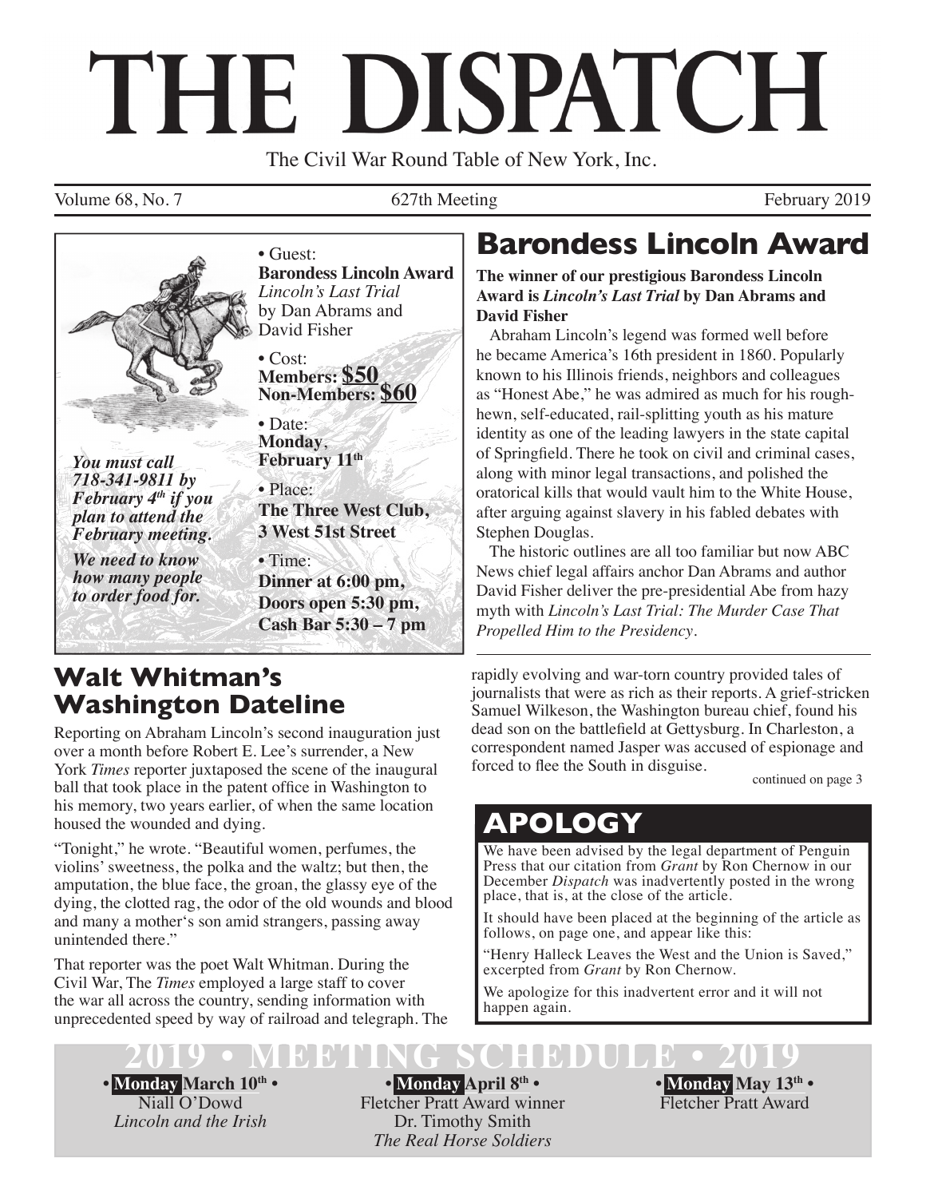# THE DISPATCH

The Civil War Round Table of New York, Inc.

Volume 68, No. 7 | 627th Meeting | February 2019

- Guest: **Barondess Lincoln Award** *Lincoln's Last Trial* by Dan Abrams and David Fisher
- Cost: **Members: $50** **Non-Members: $60**
- Date: **Monday**, **February 11th**
- Place: **The Three West Club, 3 West 51st Street**
- Time: **Dinner at 6:00 pm, Doors open 5:30 pm, Cash Bar 5:30 – 7 pm**

***You must call 718-341-9811 by February 4th if you plan to attend the February meeting.***

***We need to know how many people to order food for.***

## Barondess Lincoln Award

**The winner of our prestigious Barondess Lincoln Award is *Lincoln's Last Trial* by Dan Abrams and David Fisher**

Abraham Lincoln's legend was formed well before he became America's 16th president in 1860. Popularly known to his Illinois friends, neighbors and colleagues as "Honest Abe," he was admired as much for his rough-hewn, self-educated, rail-splitting youth as his mature identity as one of the leading lawyers in the state capital of Springfield. There he took on civil and criminal cases, along with minor legal transactions, and polished the oratorical kills that would vault him to the White House, after arguing against slavery in his fabled debates with Stephen Douglas.

The historic outlines are all too familiar but now ABC News chief legal affairs anchor Dan Abrams and author David Fisher deliver the pre-presidential Abe from hazy myth with *Lincoln's Last Trial: The Murder Case That Propelled Him to the Presidency*.

## Walt Whitman's Washington Dateline

Reporting on Abraham Lincoln's second inauguration just over a month before Robert E. Lee's surrender, a New York *Times* reporter juxtaposed the scene of the inaugural ball that took place in the patent office in Washington to his memory, two years earlier, of when the same location housed the wounded and dying.

"Tonight," he wrote. "Beautiful women, perfumes, the violins' sweetness, the polka and the waltz; but then, the amputation, the blue face, the groan, the glassy eye of the dying, the clotted rag, the odor of the old wounds and blood and many a mother's son amid strangers, passing away unintended there."

That reporter was the poet Walt Whitman. During the Civil War, The *Times* employed a large staff to cover the war all across the country, sending information with unprecedented speed by way of railroad and telegraph. The rapidly evolving and war-torn country provided tales of journalists that were as rich as their reports. A grief-stricken Samuel Wilkeson, the Washington bureau chief, found his dead son on the battlefield at Gettysburg. In Charleston, a correspondent named Jasper was accused of espionage and forced to flee the South in disguise.

continued on page 3

## APOLOGY

We have been advised by the legal department of Penguin Press that our citation from *Grant* by Ron Chernow in our December *Dispatch* was inadvertently posted in the wrong place, that is, at the close of the article.

It should have been placed at the beginning of the article as follows, on page one, and appear like this:

"Henry Halleck Leaves the West and the Union is Saved," excerpted from *Grant* by Ron Chernow.

We apologize for this inadvertent error and it will not happen again.

## 2019 • MEETING SCHEDULE • 2019

• **Monday March 10th** •
Niall O'Dowd
*Lincoln and the Irish*

• **Monday April 8th** •
Fletcher Pratt Award winner
Dr. Timothy Smith
*The Real Horse Soldiers*

• **Monday May 13th** •
Fletcher Pratt Award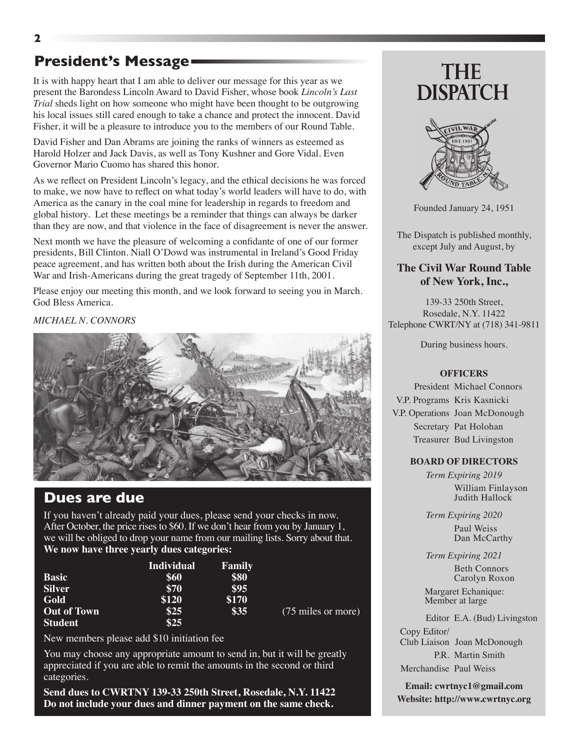## President's Message

It is with happy heart that I am able to deliver our message for this year as we present the Barondess Lincoln Award to David Fisher, whose book *Lincoln's Last Trial* sheds light on how someone who might have been thought to be outgrowing his local issues still cared enough to take a chance and protect the innocent. David Fisher, it will be a pleasure to introduce you to the members of our Round Table.

David Fisher and Dan Abrams are joining the ranks of winners as esteemed as Harold Holzer and Jack Davis, as well as Tony Kushner and Gore Vidal. Even Governor Mario Cuomo has shared this honor.

As we reflect on President Lincoln's legacy, and the ethical decisions he was forced to make, we now have to reflect on what today's world leaders will have to do, with America as the canary in the coal mine for leadership in regards to freedom and global history. Let these meetings be a reminder that things can always be darker than they are now, and that violence in the face of disagreement is never the answer.

Next month we have the pleasure of welcoming a confidante of one of our former presidents, Bill Clinton. Niall O'Dowd was instrumental in Ireland's Good Friday peace agreement, and has written both about the Irish during the American Civil War and Irish-Americans during the great tragedy of September 11th, 2001.

Please enjoy our meeting this month, and we look forward to seeing you in March. God Bless America.

*MICHAEL N. CONNORS*

## Dues are due

If you haven't already paid your dues, please send your checks in now. After October, the price rises to $60. If we don't hear from you by January 1, we will be obliged to drop your name from our mailing lists. Sorry about that.
**We now have three yearly dues categories:**

| | Individual | Family | |
|---|---|---|---|
| **Basic** | **$60** | **$80** | |
| **Silver** | **$70** | **$95** | |
| **Gold** | **$120** | **$170** | |
| **Out of Town** | **$25** | **$35** | (75 miles or more) |
| **Student** | **$25** | | |

New members please add $10 initiation fee

You may choose any appropriate amount to send in, but it will be greatly appreciated if you are able to remit the amounts in the second or third categories.

**Send dues to CWRTNY 139-33 250th Street, Rosedale, N.Y. 11422**
**Do not include your dues and dinner payment on the same check.**

# THE DISPATCH

Founded January 24, 1951

The Dispatch is published monthly, except July and August, by

**The Civil War Round Table of New York, Inc.,**

139-33 250th Street,
Rosedale, N.Y. 11422
Telephone CWRT/NY at (718) 341-9811

During business hours.

**OFFICERS**

President Michael Connors
V.P. Programs Kris Kasnicki
V.P. Operations Joan McDonough
Secretary Pat Holohan
Treasurer Bud Livingston

**BOARD OF DIRECTORS**

*Term Expiring 2019*
William Finlayson
Judith Hallock

*Term Expiring 2020*
Paul Weiss
Dan McCarthy

*Term Expiring 2021*
Beth Connors
Carolyn Roxon

Margaret Echanique: Member at large

Editor E.A. (Bud) Livingston
Copy Editor/ Club Liaison Joan McDonough
P.R. Martin Smith
Merchandise Paul Weiss

**Email: cwrtnyc1@gmail.com**
**Website: http://www.cwrtnyc.org**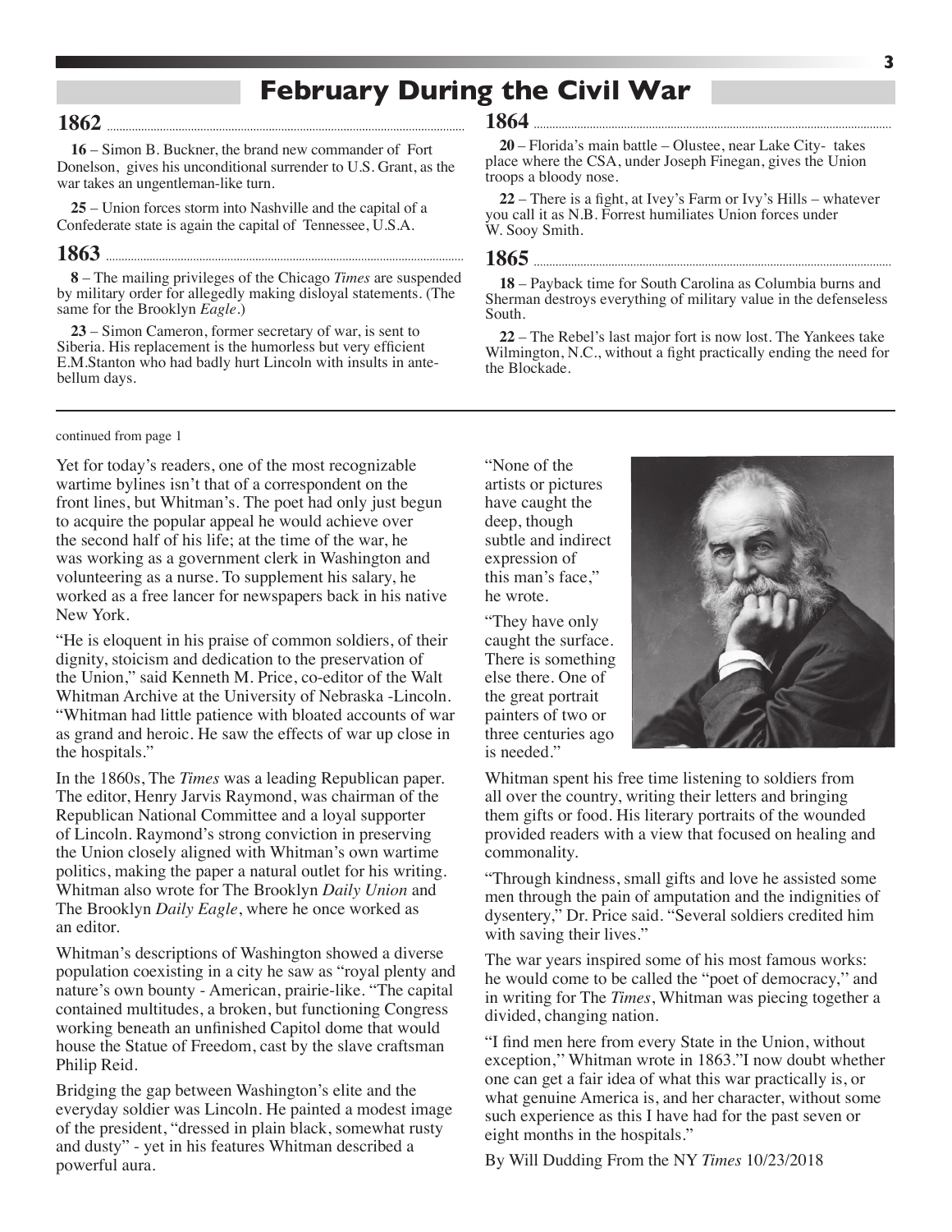# February During the Civil War

## 1862

**16** – Simon B. Buckner, the brand new commander of Fort Donelson, gives his unconditional surrender to U.S. Grant, as the war takes an ungentleman-like turn.

**25** – Union forces storm into Nashville and the capital of a Confederate state is again the capital of Tennessee, U.S.A.

## 1863

**8** – The mailing privileges of the Chicago *Times* are suspended by military order for allegedly making disloyal statements. (The same for the Brooklyn *Eagle*.)

**23** – Simon Cameron, former secretary of war, is sent to Siberia. His replacement is the humorless but very efficient E.M.Stanton who had badly hurt Lincoln with insults in antebellum days.

## 1864

**20** – Florida's main battle – Olustee, near Lake City- takes place where the CSA, under Joseph Finegan, gives the Union troops a bloody nose.

**22** – There is a fight, at Ivey's Farm or Ivy's Hills – whatever you call it as N.B. Forrest humiliates Union forces under W. Sooy Smith.

## 1865

**18** – Payback time for South Carolina as Columbia burns and Sherman destroys everything of military value in the defenseless South.

**22** – The Rebel's last major fort is now lost. The Yankees take Wilmington, N.C., without a fight practically ending the need for the Blockade.

---

continued from page 1

Yet for today's readers, one of the most recognizable wartime bylines isn't that of a correspondent on the front lines, but Whitman's. The poet had only just begun to acquire the popular appeal he would achieve over the second half of his life; at the time of the war, he was working as a government clerk in Washington and volunteering as a nurse. To supplement his salary, he worked as a free lancer for newspapers back in his native New York.

"He is eloquent in his praise of common soldiers, of their dignity, stoicism and dedication to the preservation of the Union," said Kenneth M. Price, co-editor of the Walt Whitman Archive at the University of Nebraska -Lincoln. "Whitman had little patience with bloated accounts of war as grand and heroic. He saw the effects of war up close in the hospitals."

In the 1860s, The *Times* was a leading Republican paper. The editor, Henry Jarvis Raymond, was chairman of the Republican National Committee and a loyal supporter of Lincoln. Raymond's strong conviction in preserving the Union closely aligned with Whitman's own wartime politics, making the paper a natural outlet for his writing. Whitman also wrote for The Brooklyn *Daily Union* and The Brooklyn *Daily Eagle*, where he once worked as an editor.

Whitman's descriptions of Washington showed a diverse population coexisting in a city he saw as "royal plenty and nature's own bounty - American, prairie-like. "The capital contained multitudes, a broken, but functioning Congress working beneath an unfinished Capitol dome that would house the Statue of Freedom, cast by the slave craftsman Philip Reid.

Bridging the gap between Washington's elite and the everyday soldier was Lincoln. He painted a modest image of the president, "dressed in plain black, somewhat rusty and dusty" - yet in his features Whitman described a powerful aura.

"None of the artists or pictures have caught the deep, though subtle and indirect expression of this man's face," he wrote.

"They have only caught the surface. There is something else there. One of the great portrait painters of two or three centuries ago is needed."

Whitman spent his free time listening to soldiers from all over the country, writing their letters and bringing them gifts or food. His literary portraits of the wounded provided readers with a view that focused on healing and commonality.

"Through kindness, small gifts and love he assisted some men through the pain of amputation and the indignities of dysentery," Dr. Price said. "Several soldiers credited him with saving their lives."

The war years inspired some of his most famous works: he would come to be called the "poet of democracy," and in writing for The *Times*, Whitman was piecing together a divided, changing nation.

"I find men here from every State in the Union, without exception," Whitman wrote in 1863."I now doubt whether one can get a fair idea of what this war practically is, or what genuine America is, and her character, without some such experience as this I have had for the past seven or eight months in the hospitals."

By Will Dudding From the NY *Times* 10/23/2018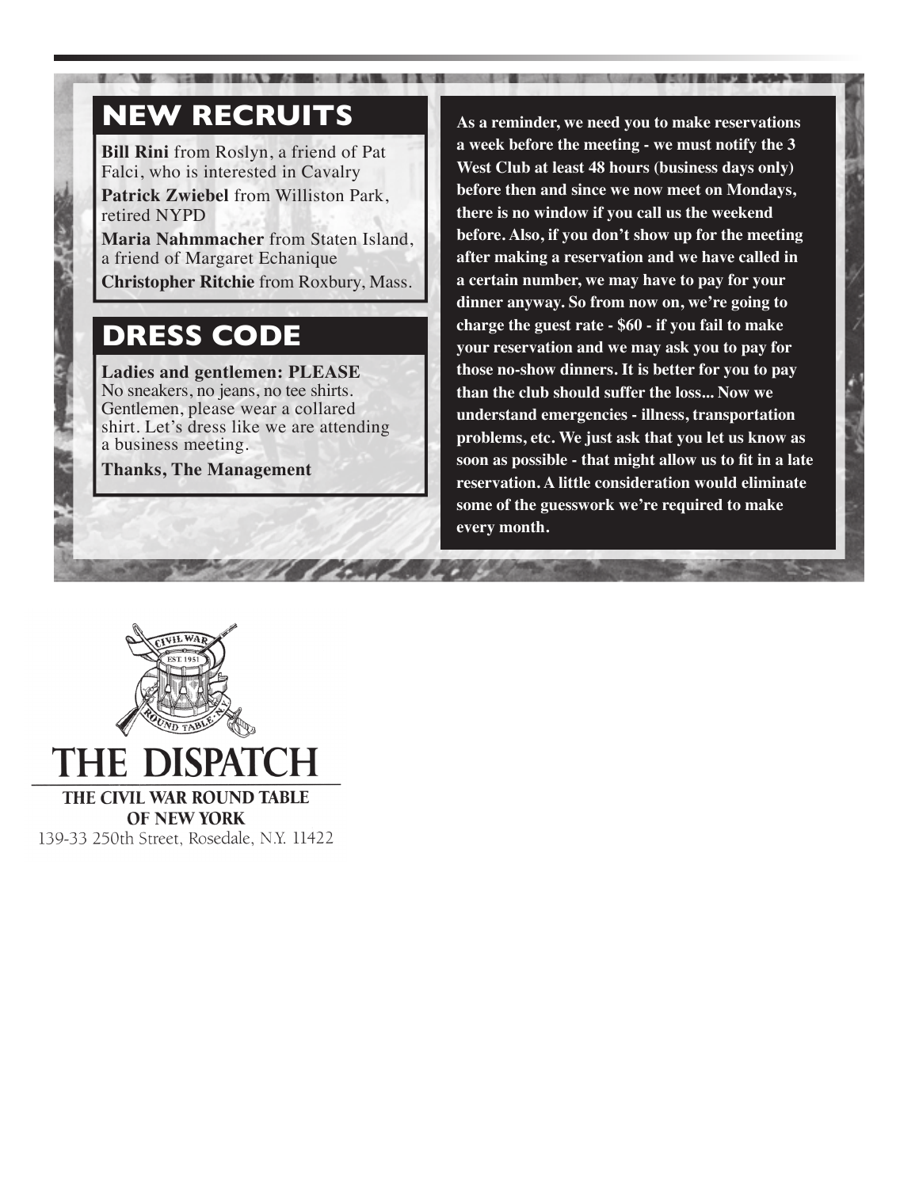## NEW RECRUITS

**Bill Rini** from Roslyn, a friend of Pat Falci, who is interested in Cavalry

**Patrick Zwiebel** from Williston Park, retired NYPD

**Maria Nahmmacher** from Staten Island, a friend of Margaret Echanique

**Christopher Ritchie** from Roxbury, Mass.

## DRESS CODE

**Ladies and gentlemen: PLEASE**
No sneakers, no jeans, no tee shirts. Gentlemen, please wear a collared shirt. Let's dress like we are attending a business meeting.

**Thanks, The Management**

**As a reminder, we need you to make reservations a week before the meeting - we must notify the 3 West Club at least 48 hours (business days only) before then and since we now meet on Mondays, there is no window if you call us the weekend before. Also, if you don't show up for the meeting after making a reservation and we have called in a certain number, we may have to pay for your dinner anyway. So from now on, we're going to charge the guest rate - $60 - if you fail to make your reservation and we may ask you to pay for those no-show dinners. It is better for you to pay than the club should suffer the loss... Now we understand emergencies - illness, transportation problems, etc. We just ask that you let us know as soon as possible - that might allow us to fit in a late reservation. A little consideration would eliminate some of the guesswork we're required to make every month.**

CIVIL WAR EST. 1951 ROUND TABLE N.Y.

# THE DISPATCH

**THE CIVIL WAR ROUND TABLE OF NEW YORK**

139-33 250th Street, Rosedale, N.Y. 11422